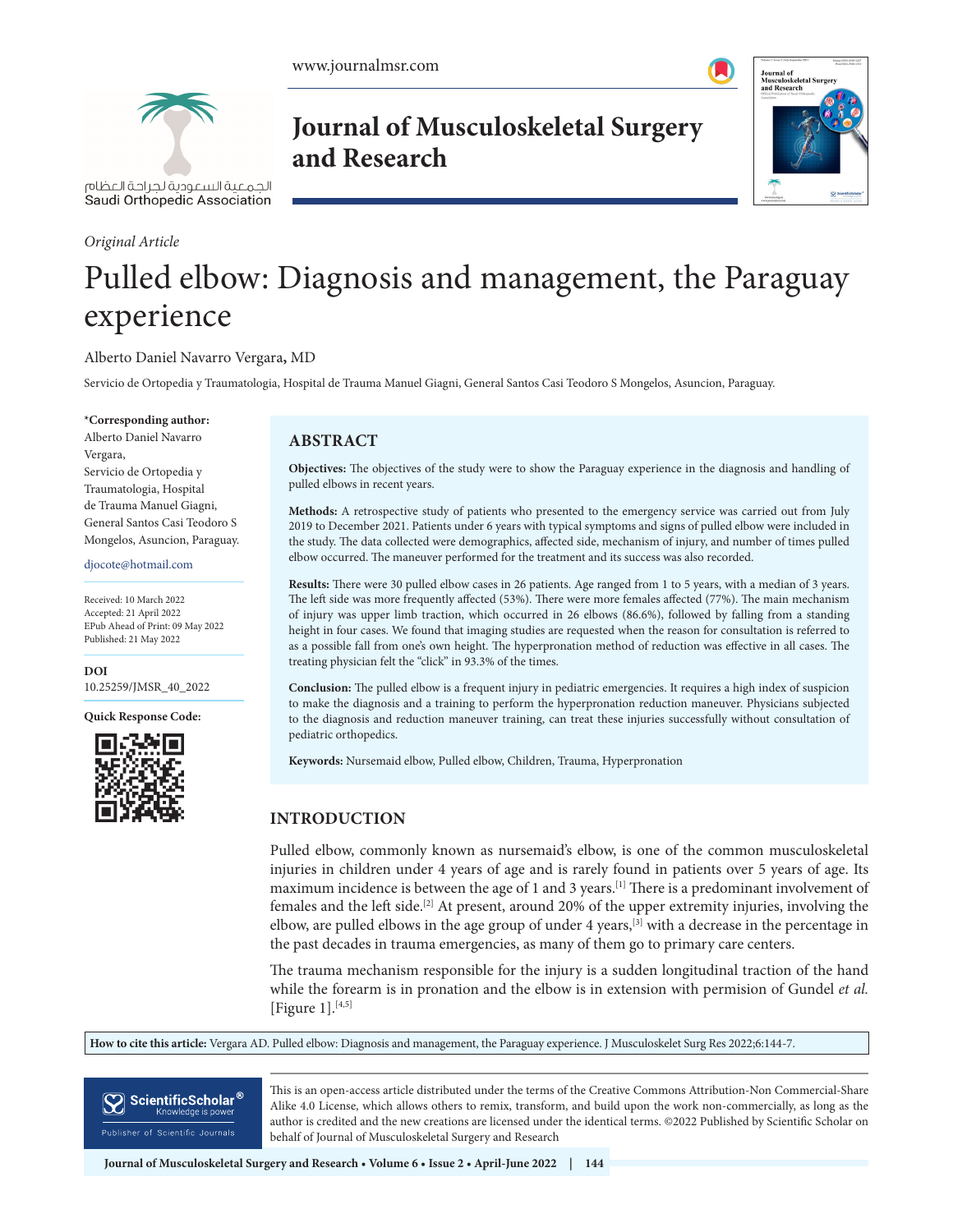*Original Article*

# Pulled elbow: Diagnosis and management, the Paraguay experience

Alberto Daniel Navarro Vergara**,** MD

Servicio de Ortopedia y Traumatologia, Hospital de Trauma Manuel Giagni, General Santos Casi Teodoro S Mongelos, Asuncion, Paraguay.

**\*Corresponding author:**
Alberto Daniel Navarro Vergara,
Servicio de Ortopedia y Traumatologia, Hospital de Trauma Manuel Giagni, General Santos Casi Teodoro S Mongelos, Asuncion, Paraguay.

djocote@hotmail.com

Received: 10 March 2022
Accepted: 21 April 2022
EPub Ahead of Print: 09 May 2022
Published: 21 May 2022

**DOI**
10.25259/JMSR_40_2022

**Quick Response Code:**

## ABSTRACT

**Objectives:** The objectives of the study were to show the Paraguay experience in the diagnosis and handling of pulled elbows in recent years.

**Methods:** A retrospective study of patients who presented to the emergency service was carried out from July 2019 to December 2021. Patients under 6 years with typical symptoms and signs of pulled elbow were included in the study. The data collected were demographics, affected side, mechanism of injury, and number of times pulled elbow occurred. The maneuver performed for the treatment and its success was also recorded.

**Results:** There were 30 pulled elbow cases in 26 patients. Age ranged from 1 to 5 years, with a median of 3 years. The left side was more frequently affected (53%). There were more females affected (77%). The main mechanism of injury was upper limb traction, which occurred in 26 elbows (86.6%), followed by falling from a standing height in four cases. We found that imaging studies are requested when the reason for consultation is referred to as a possible fall from one's own height. The hyperpronation method of reduction was effective in all cases. The treating physician felt the "click" in 93.3% of the times.

**Conclusion:** The pulled elbow is a frequent injury in pediatric emergencies. It requires a high index of suspicion to make the diagnosis and a training to perform the hyperpronation reduction maneuver. Physicians subjected to the diagnosis and reduction maneuver training, can treat these injuries successfully without consultation of pediatric orthopedics.

**Keywords:** Nursemaid elbow, Pulled elbow, Children, Trauma, Hyperpronation

## INTRODUCTION

Pulled elbow, commonly known as nursemaid's elbow, is one of the common musculoskeletal injuries in children under 4 years of age and is rarely found in patients over 5 years of age. Its maximum incidence is between the age of 1 and 3 years.[1] There is a predominant involvement of females and the left side.[2] At present, around 20% of the upper extremity injuries, involving the elbow, are pulled elbows in the age group of under 4 years,[3] with a decrease in the percentage in the past decades in trauma emergencies, as many of them go to primary care centers.

The trauma mechanism responsible for the injury is a sudden longitudinal traction of the hand while the forearm is in pronation and the elbow is in extension with permision of Gundel *et al.* [Figure 1].[4,5]

**How to cite this article:** Vergara AD. Pulled elbow: Diagnosis and management, the Paraguay experience. J Musculoskelet Surg Res 2022;6:144-7.

This is an open-access article distributed under the terms of the Creative Commons Attribution-Non Commercial-Share Alike 4.0 License, which allows others to remix, transform, and build upon the work non-commercially, as long as the author is credited and the new creations are licensed under the identical terms. ©2022 Published by Scientific Scholar on behalf of Journal of Musculoskeletal Surgery and Research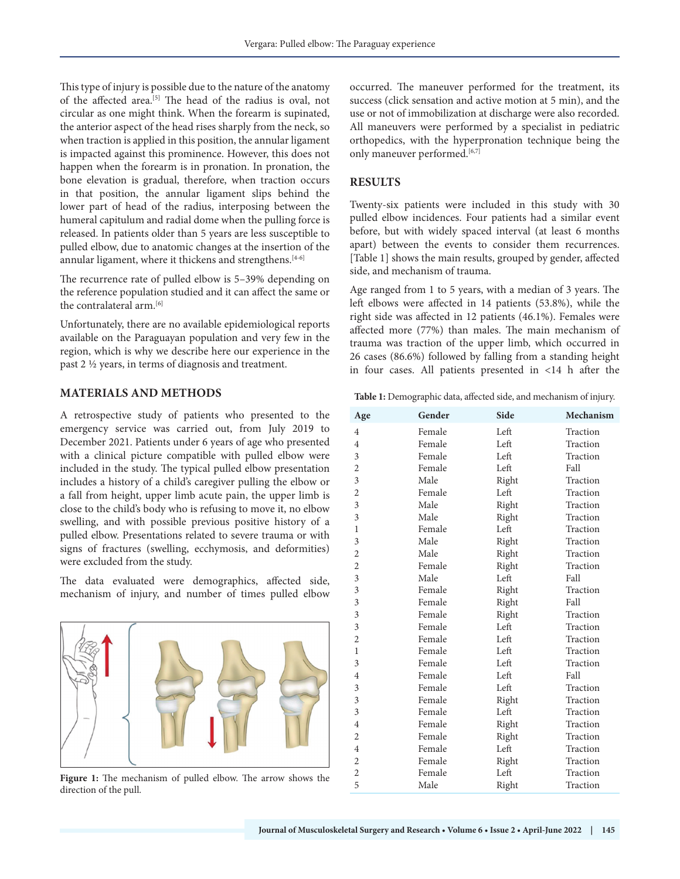This type of injury is possible due to the nature of the anatomy of the affected area.[5] The head of the radius is oval, not circular as one might think. When the forearm is supinated, the anterior aspect of the head rises sharply from the neck, so when traction is applied in this position, the annular ligament is impacted against this prominence. However, this does not happen when the forearm is in pronation. In pronation, the bone elevation is gradual, therefore, when traction occurs in that position, the annular ligament slips behind the lower part of head of the radius, interposing between the humeral capitulum and radial dome when the pulling force is released. In patients older than 5 years are less susceptible to pulled elbow, due to anatomic changes at the insertion of the annular ligament, where it thickens and strengthens.[4-6]

The recurrence rate of pulled elbow is 5–39% depending on the reference population studied and it can affect the same or the contralateral arm.[6]

Unfortunately, there are no available epidemiological reports available on the Paraguayan population and very few in the region, which is why we describe here our experience in the past 2 ½ years, in terms of diagnosis and treatment.

## MATERIALS AND METHODS

A retrospective study of patients who presented to the emergency service was carried out, from July 2019 to December 2021. Patients under 6 years of age who presented with a clinical picture compatible with pulled elbow were included in the study. The typical pulled elbow presentation includes a history of a child's caregiver pulling the elbow or a fall from height, upper limb acute pain, the upper limb is close to the child's body who is refusing to move it, no elbow swelling, and with possible previous positive history of a pulled elbow. Presentations related to severe trauma or with signs of fractures (swelling, ecchymosis, and deformities) were excluded from the study.

The data evaluated were demographics, affected side, mechanism of injury, and number of times pulled elbow occurred. The maneuver performed for the treatment, its success (click sensation and active motion at 5 min), and the use or not of immobilization at discharge were also recorded. All maneuvers were performed by a specialist in pediatric orthopedics, with the hyperpronation technique being the only maneuver performed.[6,7]

**Figure 1:** The mechanism of pulled elbow. The arrow shows the direction of the pull.

## RESULTS

Twenty-six patients were included in this study with 30 pulled elbow incidences. Four patients had a similar event before, but with widely spaced interval (at least 6 months apart) between the events to consider them recurrences. [Table 1] shows the main results, grouped by gender, affected side, and mechanism of trauma.

Age ranged from 1 to 5 years, with a median of 3 years. The left elbows were affected in 14 patients (53.8%), while the right side was affected in 12 patients (46.1%). Females were affected more (77%) than males. The main mechanism of trauma was traction of the upper limb, which occurred in 26 cases (86.6%) followed by falling from a standing height in four cases. All patients presented in <14 h after the

**Table 1:** Demographic data, affected side, and mechanism of injury.

| Age | Gender | Side | Mechanism |
|---|---|---|---|
| 4 | Female | Left | Traction |
| 4 | Female | Left | Traction |
| 3 | Female | Left | Traction |
| 2 | Female | Left | Fall |
| 3 | Male | Right | Traction |
| 2 | Female | Left | Traction |
| 3 | Male | Right | Traction |
| 3 | Male | Right | Traction |
| 1 | Female | Left | Traction |
| 3 | Male | Right | Traction |
| 2 | Male | Right | Traction |
| 2 | Female | Right | Traction |
| 3 | Male | Left | Fall |
| 3 | Female | Right | Traction |
| 3 | Female | Right | Fall |
| 3 | Female | Right | Traction |
| 3 | Female | Left | Traction |
| 2 | Female | Left | Traction |
| 1 | Female | Left | Traction |
| 3 | Female | Left | Traction |
| 4 | Female | Left | Fall |
| 3 | Female | Left | Traction |
| 3 | Female | Right | Traction |
| 3 | Female | Left | Traction |
| 4 | Female | Right | Traction |
| 2 | Female | Right | Traction |
| 4 | Female | Left | Traction |
| 2 | Female | Right | Traction |
| 2 | Female | Left | Traction |
| 5 | Male | Right | Traction |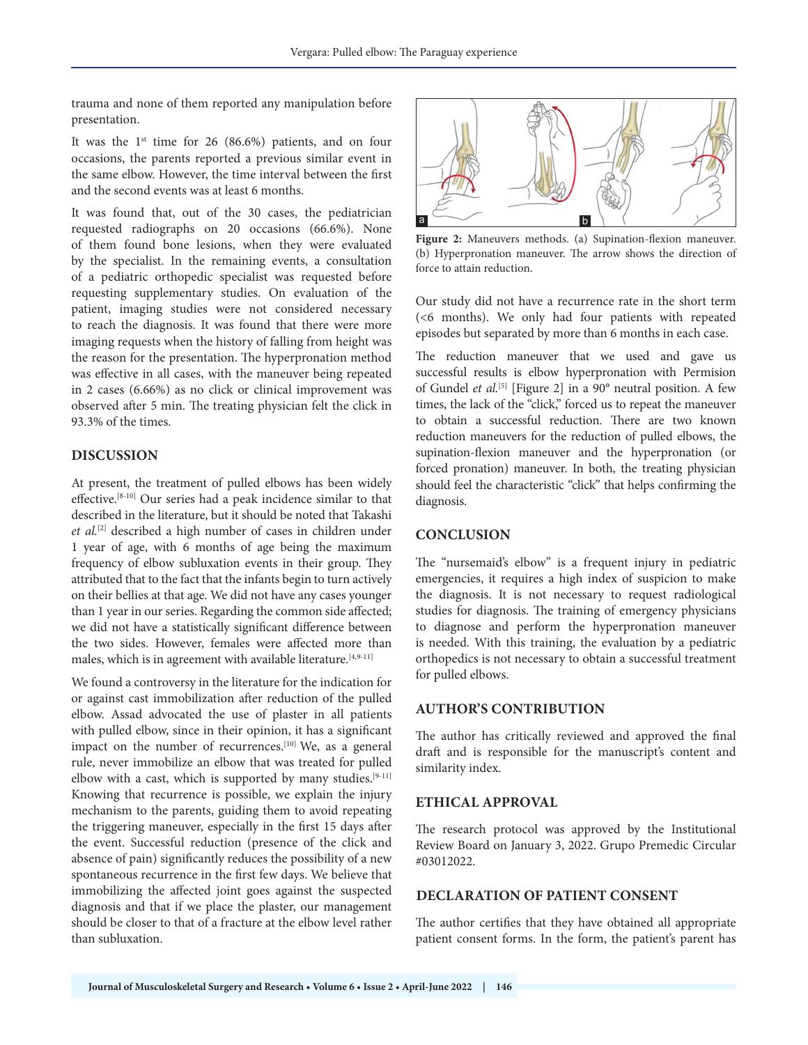trauma and none of them reported any manipulation before presentation.

It was the 1st time for 26 (86.6%) patients, and on four occasions, the parents reported a previous similar event in the same elbow. However, the time interval between the first and the second events was at least 6 months.

It was found that, out of the 30 cases, the pediatrician requested radiographs on 20 occasions (66.6%). None of them found bone lesions, when they were evaluated by the specialist. In the remaining events, a consultation of a pediatric orthopedic specialist was requested before requesting supplementary studies. On evaluation of the patient, imaging studies were not considered necessary to reach the diagnosis. It was found that there were more imaging requests when the history of falling from height was the reason for the presentation. The hyperpronation method was effective in all cases, with the maneuver being repeated in 2 cases (6.66%) as no click or clinical improvement was observed after 5 min. The treating physician felt the click in 93.3% of the times.

## DISCUSSION

At present, the treatment of pulled elbows has been widely effective.[8-10] Our series had a peak incidence similar to that described in the literature, but it should be noted that Takashi *et al.*[2] described a high number of cases in children under 1 year of age, with 6 months of age being the maximum frequency of elbow subluxation events in their group. They attributed that to the fact that the infants begin to turn actively on their bellies at that age. We did not have any cases younger than 1 year in our series. Regarding the common side affected; we did not have a statistically significant difference between the two sides. However, females were affected more than males, which is in agreement with available literature.[4,9-11]

We found a controversy in the literature for the indication for or against cast immobilization after reduction of the pulled elbow. Assad advocated the use of plaster in all patients with pulled elbow, since in their opinion, it has a significant impact on the number of recurrences.[10] We, as a general rule, never immobilize an elbow that was treated for pulled elbow with a cast, which is supported by many studies.[9-11] Knowing that recurrence is possible, we explain the injury mechanism to the parents, guiding them to avoid repeating the triggering maneuver, especially in the first 15 days after the event. Successful reduction (presence of the click and absence of pain) significantly reduces the possibility of a new spontaneous recurrence in the first few days. We believe that immobilizing the affected joint goes against the suspected diagnosis and that if we place the plaster, our management should be closer to that of a fracture at the elbow level rather than subluxation.

**Figure 2:** Maneuvers methods. (a) Supination-flexion maneuver. (b) Hyperpronation maneuver. The arrow shows the direction of force to attain reduction.

Our study did not have a recurrence rate in the short term (<6 months). We only had four patients with repeated episodes but separated by more than 6 months in each case.

The reduction maneuver that we used and gave us successful results is elbow hyperpronation with Permision of Gundel *et al.*[5] [Figure 2] in a 90° neutral position. A few times, the lack of the "click," forced us to repeat the maneuver to obtain a successful reduction. There are two known reduction maneuvers for the reduction of pulled elbows, the supination-flexion maneuver and the hyperpronation (or forced pronation) maneuver. In both, the treating physician should feel the characteristic "click" that helps confirming the diagnosis.

## CONCLUSION

The "nursemaid's elbow" is a frequent injury in pediatric emergencies, it requires a high index of suspicion to make the diagnosis. It is not necessary to request radiological studies for diagnosis. The training of emergency physicians to diagnose and perform the hyperpronation maneuver is needed. With this training, the evaluation by a pediatric orthopedics is not necessary to obtain a successful treatment for pulled elbows.

## AUTHOR'S CONTRIBUTION

The author has critically reviewed and approved the final draft and is responsible for the manuscript's content and similarity index.

## ETHICAL APPROVAL

The research protocol was approved by the Institutional Review Board on January 3, 2022. Grupo Premedic Circular #03012022.

## DECLARATION OF PATIENT CONSENT

The author certifies that they have obtained all appropriate patient consent forms. In the form, the patient's parent has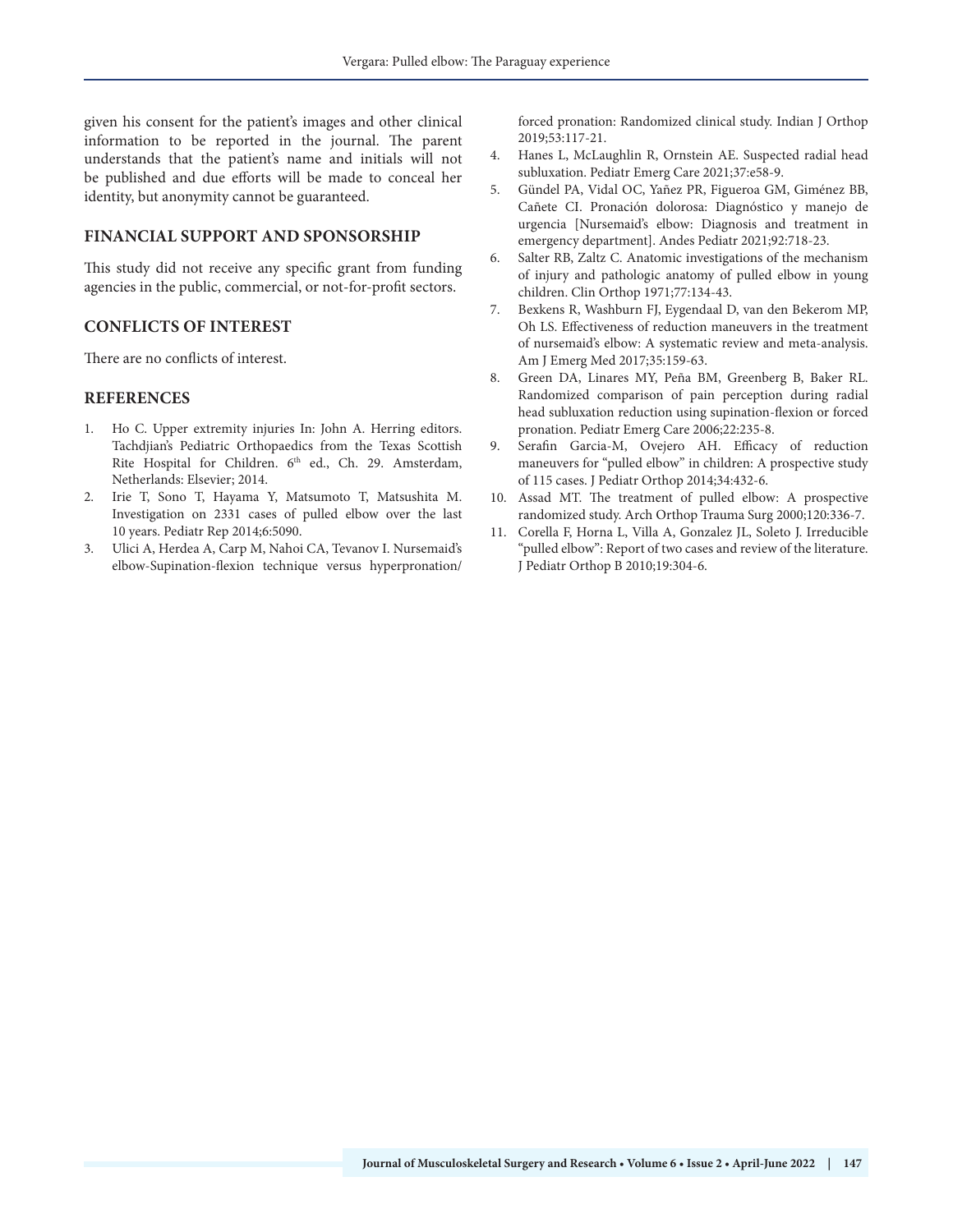given his consent for the patient's images and other clinical information to be reported in the journal. The parent understands that the patient's name and initials will not be published and due efforts will be made to conceal her identity, but anonymity cannot be guaranteed.

## FINANCIAL SUPPORT AND SPONSORSHIP

This study did not receive any specific grant from funding agencies in the public, commercial, or not-for-profit sectors.

## CONFLICTS OF INTEREST

There are no conflicts of interest.

## REFERENCES

1. Ho C. Upper extremity injuries In: John A. Herring editors. Tachdjian's Pediatric Orthopaedics from the Texas Scottish Rite Hospital for Children. 6th ed., Ch. 29. Amsterdam, Netherlands: Elsevier; 2014.
2. Irie T, Sono T, Hayama Y, Matsumoto T, Matsushita M. Investigation on 2331 cases of pulled elbow over the last 10 years. Pediatr Rep 2014;6:5090.
3. Ulici A, Herdea A, Carp M, Nahoi CA, Tevanov I. Nursemaid's elbow-Supination-flexion technique versus hyperpronation/forced pronation: Randomized clinical study. Indian J Orthop 2019;53:117-21.
4. Hanes L, McLaughlin R, Ornstein AE. Suspected radial head subluxation. Pediatr Emerg Care 2021;37:e58-9.
5. Gündel PA, Vidal OC, Yañez PR, Figueroa GM, Giménez BB, Cañete CI. Pronación dolorosa: Diagnóstico y manejo de urgencia [Nursemaid's elbow: Diagnosis and treatment in emergency department]. Andes Pediatr 2021;92:718-23.
6. Salter RB, Zaltz C. Anatomic investigations of the mechanism of injury and pathologic anatomy of pulled elbow in young children. Clin Orthop 1971;77:134-43.
7. Bexkens R, Washburn FJ, Eygendaal D, van den Bekerom MP, Oh LS. Effectiveness of reduction maneuvers in the treatment of nursemaid's elbow: A systematic review and meta-analysis. Am J Emerg Med 2017;35:159-63.
8. Green DA, Linares MY, Peña BM, Greenberg B, Baker RL. Randomized comparison of pain perception during radial head subluxation reduction using supination-flexion or forced pronation. Pediatr Emerg Care 2006;22:235-8.
9. Serafin Garcia-M, Ovejero AH. Efficacy of reduction maneuvers for "pulled elbow" in children: A prospective study of 115 cases. J Pediatr Orthop 2014;34:432-6.
10. Assad MT. The treatment of pulled elbow: A prospective randomized study. Arch Orthop Trauma Surg 2000;120:336-7.
11. Corella F, Horna L, Villa A, Gonzalez JL, Soleto J. Irreducible "pulled elbow": Report of two cases and review of the literature. J Pediatr Orthop B 2010;19:304-6.